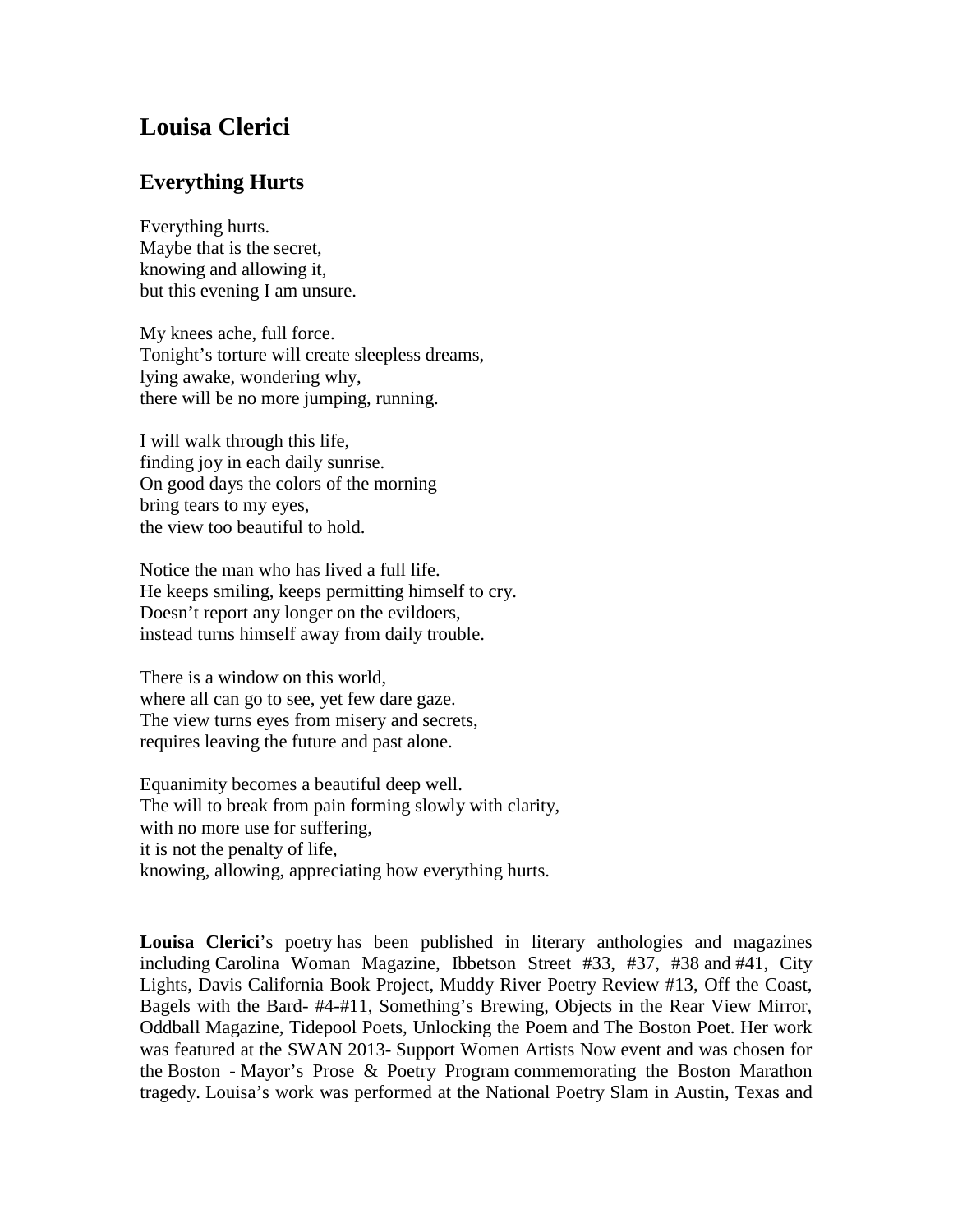# Louisa Clerici

## Everything Hurts

Everything hurts.  
Maybe that is the secret,  
knowing and allowing it,  
but this evening I am unsure.

My knees ache, full force.  
Tonight's torture will create sleepless dreams,  
lying awake, wondering why,  
there will be no more jumping, running.

I will walk through this life,  
finding joy in each daily sunrise.  
On good days the colors of the morning  
bring tears to my eyes,  
the view too beautiful to hold.

Notice the man who has lived a full life.  
He keeps smiling, keeps permitting himself to cry.  
Doesn't report any longer on the evildoers,  
instead turns himself away from daily trouble.

There is a window on this world,  
where all can go to see, yet few dare gaze.  
The view turns eyes from misery and secrets,  
requires leaving the future and past alone.

Equanimity becomes a beautiful deep well.  
The will to break from pain forming slowly with clarity,  
with no more use for suffering,  
it is not the penalty of life,  
knowing, allowing, appreciating how everything hurts.

**Louisa Clerici**'s poetry has been published in literary anthologies and magazines including Carolina Woman Magazine, Ibbetson Street #33, #37, #38 and #41, City Lights, Davis California Book Project, Muddy River Poetry Review #13, Off the Coast, Bagels with the Bard- #4-#11, Something's Brewing, Objects in the Rear View Mirror, Oddball Magazine, Tidepool Poets, Unlocking the Poem and The Boston Poet. Her work was featured at the SWAN 2013- Support Women Artists Now event and was chosen for the Boston - Mayor's Prose & Poetry Program commemorating the Boston Marathon tragedy. Louisa's work was performed at the National Poetry Slam in Austin, Texas and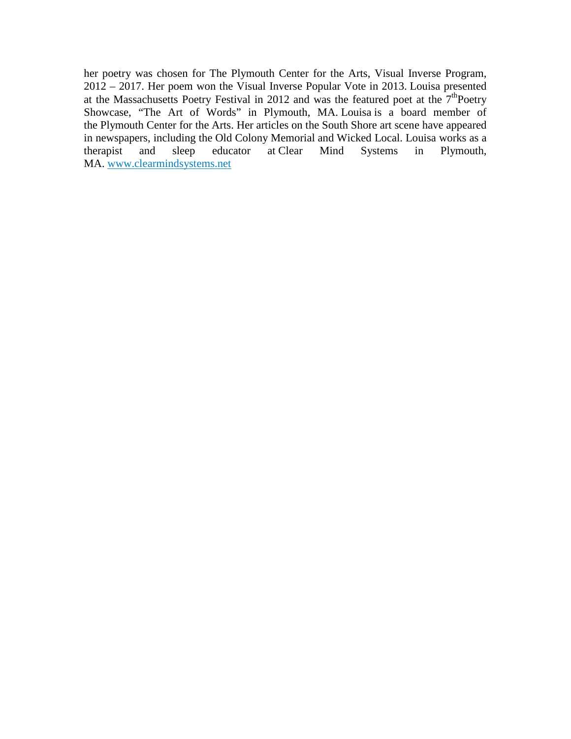her poetry was chosen for The Plymouth Center for the Arts, Visual Inverse Program, 2012 – 2017. Her poem won the Visual Inverse Popular Vote in 2013. Louisa presented at the Massachusetts Poetry Festival in 2012 and was the featured poet at the 7th Poetry Showcase, "The Art of Words" in Plymouth, MA. Louisa is a board member of the Plymouth Center for the Arts. Her articles on the South Shore art scene have appeared in newspapers, including the Old Colony Memorial and Wicked Local. Louisa works as a therapist and sleep educator at Clear Mind Systems in Plymouth, MA. [www.clearmindsystems.net](http://www.clearmindsystems.net)